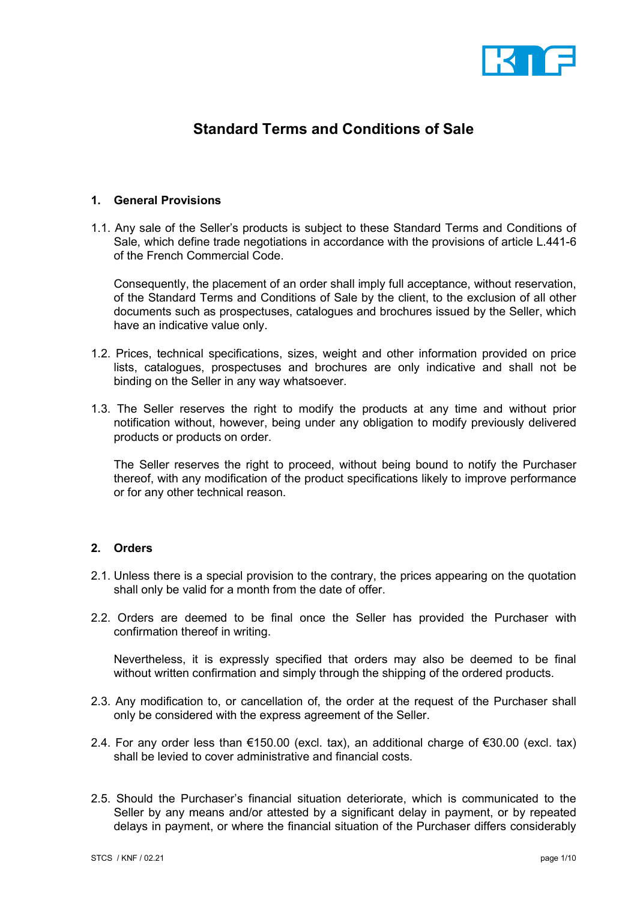# Standard Terms and Conditions of Sale

## 1. General Provisions

1.1. Any sale of the Seller's products is subject to these Standard Terms and Conditions of Sale, which define trade negotiations in accordance with the provisions of article L.441-6 of the French Commercial Code.

Consequently, the placement of an order shall imply full acceptance, without reservation, of the Standard Terms and Conditions of Sale by the client, to the exclusion of all other documents such as prospectuses, catalogues and brochures issued by the Seller, which have an indicative value only.

1.2. Prices, technical specifications, sizes, weight and other information provided on price lists, catalogues, prospectuses and brochures are only indicative and shall not be binding on the Seller in any way whatsoever.

1.3. The Seller reserves the right to modify the products at any time and without prior notification without, however, being under any obligation to modify previously delivered products or products on order.

The Seller reserves the right to proceed, without being bound to notify the Purchaser thereof, with any modification of the product specifications likely to improve performance or for any other technical reason.

## 2. Orders

2.1. Unless there is a special provision to the contrary, the prices appearing on the quotation shall only be valid for a month from the date of offer.

2.2. Orders are deemed to be final once the Seller has provided the Purchaser with confirmation thereof in writing.

Nevertheless, it is expressly specified that orders may also be deemed to be final without written confirmation and simply through the shipping of the ordered products.

2.3. Any modification to, or cancellation of, the order at the request of the Purchaser shall only be considered with the express agreement of the Seller.

2.4. For any order less than €150.00 (excl. tax), an additional charge of €30.00 (excl. tax) shall be levied to cover administrative and financial costs.

2.5. Should the Purchaser's financial situation deteriorate, which is communicated to the Seller by any means and/or attested by a significant delay in payment, or by repeated delays in payment, or where the financial situation of the Purchaser differs considerably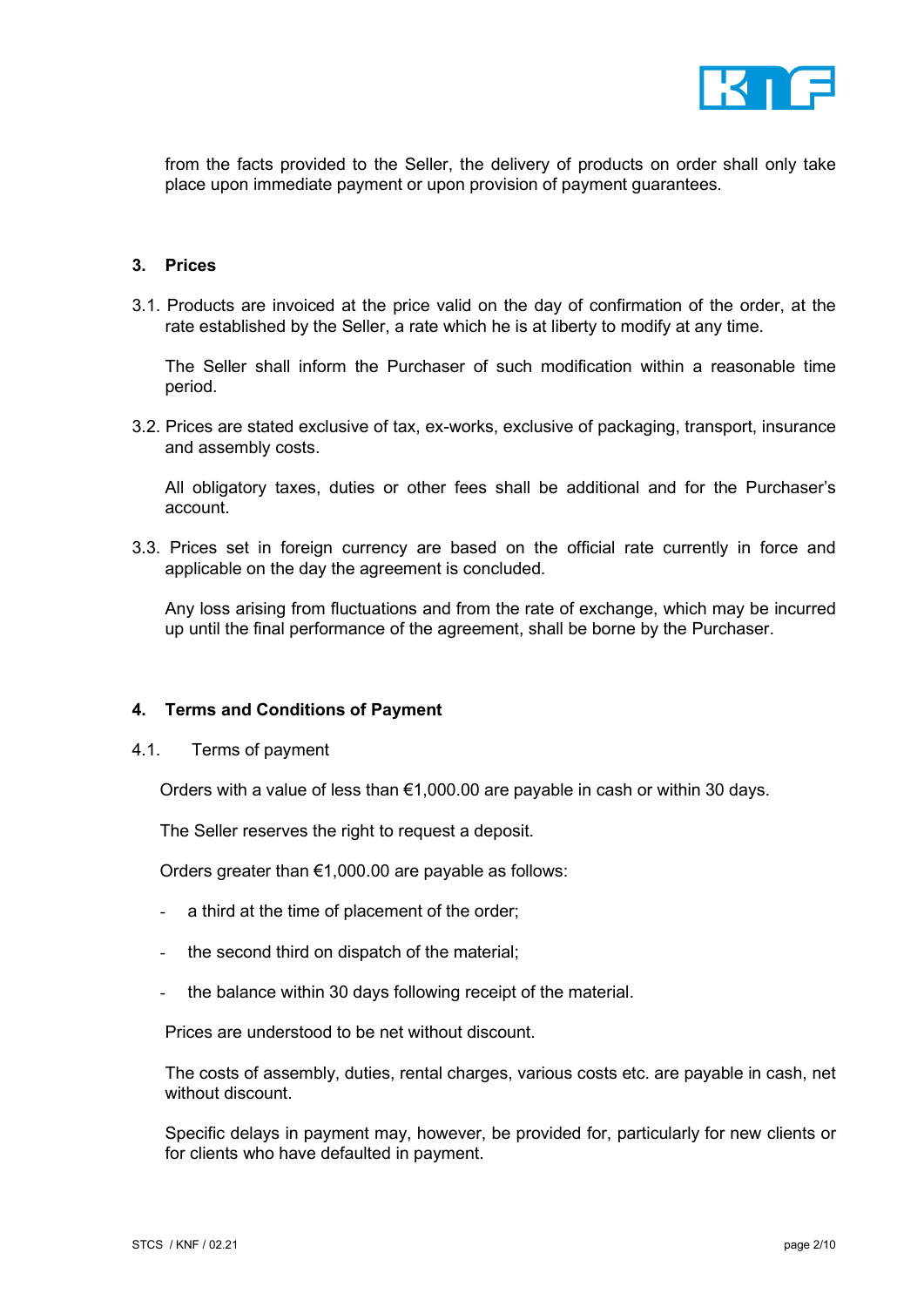from the facts provided to the Seller, the delivery of products on order shall only take place upon immediate payment or upon provision of payment guarantees.

## 3. Prices

3.1. Products are invoiced at the price valid on the day of confirmation of the order, at the rate established by the Seller, a rate which he is at liberty to modify at any time.

The Seller shall inform the Purchaser of such modification within a reasonable time period.

3.2. Prices are stated exclusive of tax, ex-works, exclusive of packaging, transport, insurance and assembly costs.

All obligatory taxes, duties or other fees shall be additional and for the Purchaser's account.

3.3. Prices set in foreign currency are based on the official rate currently in force and applicable on the day the agreement is concluded.

Any loss arising from fluctuations and from the rate of exchange, which may be incurred up until the final performance of the agreement, shall be borne by the Purchaser.

## 4. Terms and Conditions of Payment

4.1. Terms of payment

Orders with a value of less than €1,000.00 are payable in cash or within 30 days.

The Seller reserves the right to request a deposit.

Orders greater than €1,000.00 are payable as follows:

- a third at the time of placement of the order;
- the second third on dispatch of the material;
- the balance within 30 days following receipt of the material.

Prices are understood to be net without discount.

The costs of assembly, duties, rental charges, various costs etc. are payable in cash, net without discount.

Specific delays in payment may, however, be provided for, particularly for new clients or for clients who have defaulted in payment.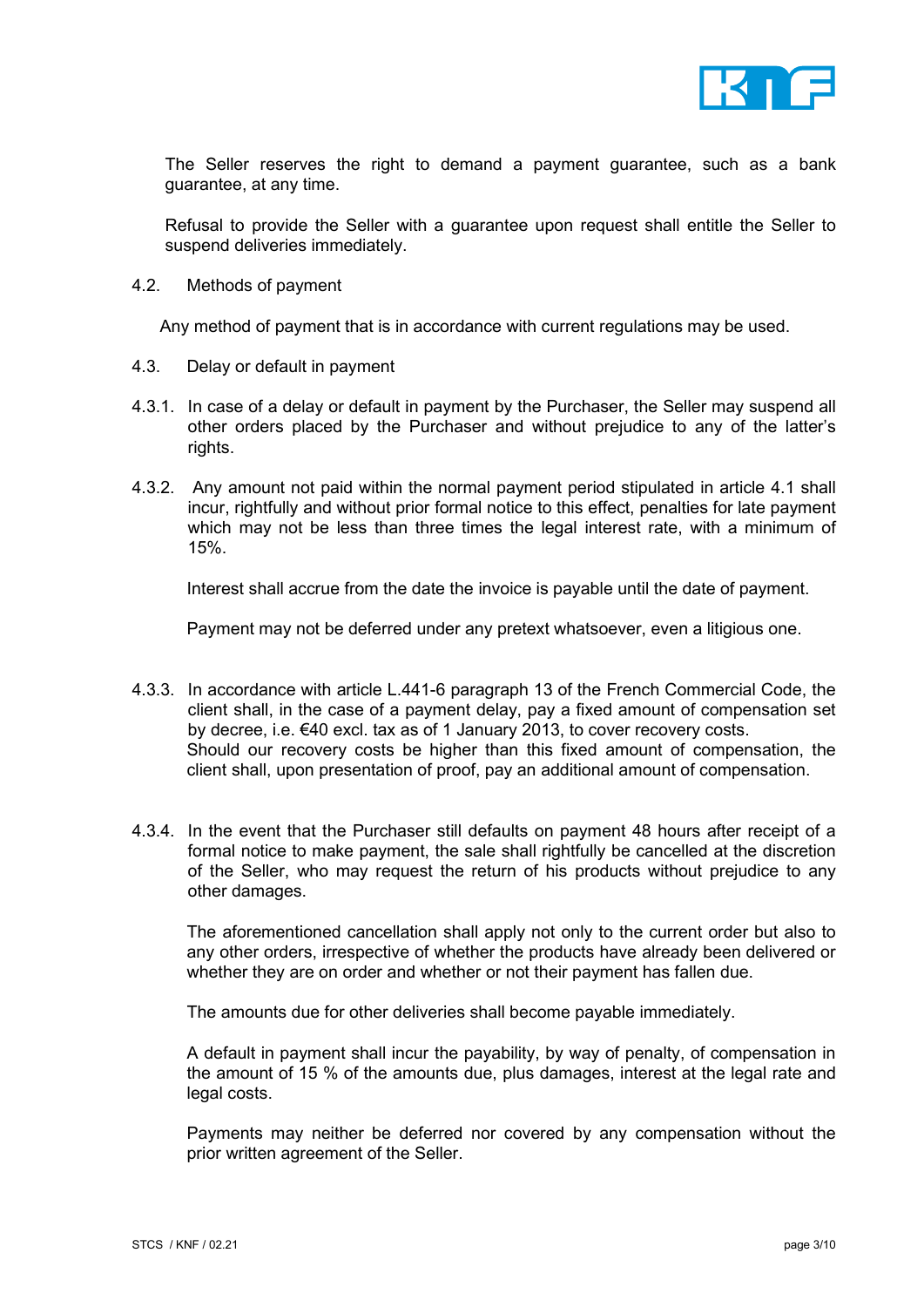The Seller reserves the right to demand a payment guarantee, such as a bank guarantee, at any time.

Refusal to provide the Seller with a guarantee upon request shall entitle the Seller to suspend deliveries immediately.

### 4.2. Methods of payment

Any method of payment that is in accordance with current regulations may be used.

### 4.3. Delay or default in payment

4.3.1. In case of a delay or default in payment by the Purchaser, the Seller may suspend all other orders placed by the Purchaser and without prejudice to any of the latter's rights.

4.3.2. Any amount not paid within the normal payment period stipulated in article 4.1 shall incur, rightfully and without prior formal notice to this effect, penalties for late payment which may not be less than three times the legal interest rate, with a minimum of 15%.

Interest shall accrue from the date the invoice is payable until the date of payment.

Payment may not be deferred under any pretext whatsoever, even a litigious one.

4.3.3. In accordance with article L.441-6 paragraph 13 of the French Commercial Code, the client shall, in the case of a payment delay, pay a fixed amount of compensation set by decree, i.e. €40 excl. tax as of 1 January 2013, to cover recovery costs.
Should our recovery costs be higher than this fixed amount of compensation, the client shall, upon presentation of proof, pay an additional amount of compensation.

4.3.4. In the event that the Purchaser still defaults on payment 48 hours after receipt of a formal notice to make payment, the sale shall rightfully be cancelled at the discretion of the Seller, who may request the return of his products without prejudice to any other damages.

The aforementioned cancellation shall apply not only to the current order but also to any other orders, irrespective of whether the products have already been delivered or whether they are on order and whether or not their payment has fallen due.

The amounts due for other deliveries shall become payable immediately.

A default in payment shall incur the payability, by way of penalty, of compensation in the amount of 15 % of the amounts due, plus damages, interest at the legal rate and legal costs.

Payments may neither be deferred nor covered by any compensation without the prior written agreement of the Seller.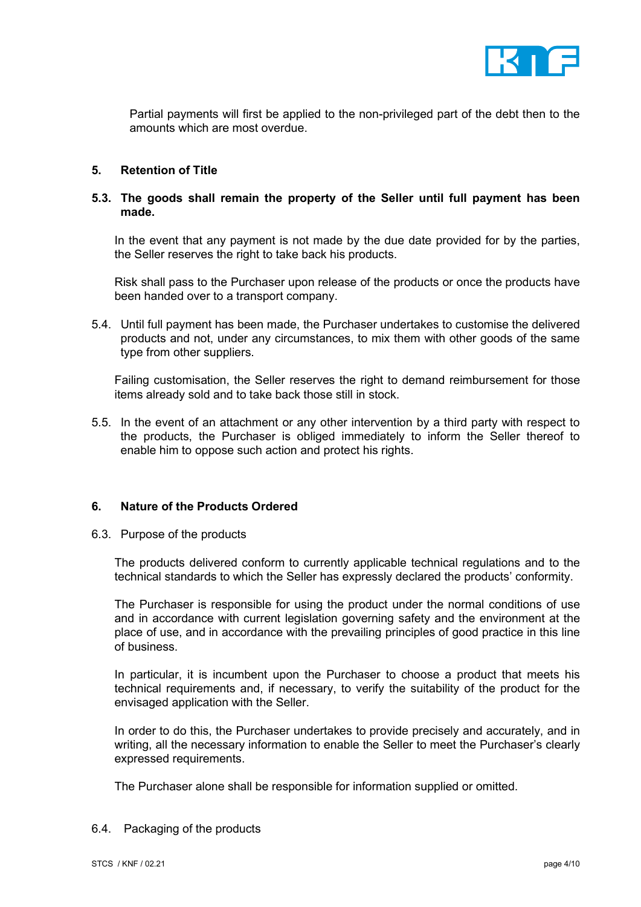Partial payments will first be applied to the non-privileged part of the debt then to the amounts which are most overdue.

## 5. Retention of Title

### 5.3. The goods shall remain the property of the Seller until full payment has been made.

In the event that any payment is not made by the due date provided for by the parties, the Seller reserves the right to take back his products.

Risk shall pass to the Purchaser upon release of the products or once the products have been handed over to a transport company.

5.4. Until full payment has been made, the Purchaser undertakes to customise the delivered products and not, under any circumstances, to mix them with other goods of the same type from other suppliers.

Failing customisation, the Seller reserves the right to demand reimbursement for those items already sold and to take back those still in stock.

5.5. In the event of an attachment or any other intervention by a third party with respect to the products, the Purchaser is obliged immediately to inform the Seller thereof to enable him to oppose such action and protect his rights.

## 6. Nature of the Products Ordered

6.3. Purpose of the products

The products delivered conform to currently applicable technical regulations and to the technical standards to which the Seller has expressly declared the products' conformity.

The Purchaser is responsible for using the product under the normal conditions of use and in accordance with current legislation governing safety and the environment at the place of use, and in accordance with the prevailing principles of good practice in this line of business.

In particular, it is incumbent upon the Purchaser to choose a product that meets his technical requirements and, if necessary, to verify the suitability of the product for the envisaged application with the Seller.

In order to do this, the Purchaser undertakes to provide precisely and accurately, and in writing, all the necessary information to enable the Seller to meet the Purchaser's clearly expressed requirements.

The Purchaser alone shall be responsible for information supplied or omitted.

6.4. Packaging of the products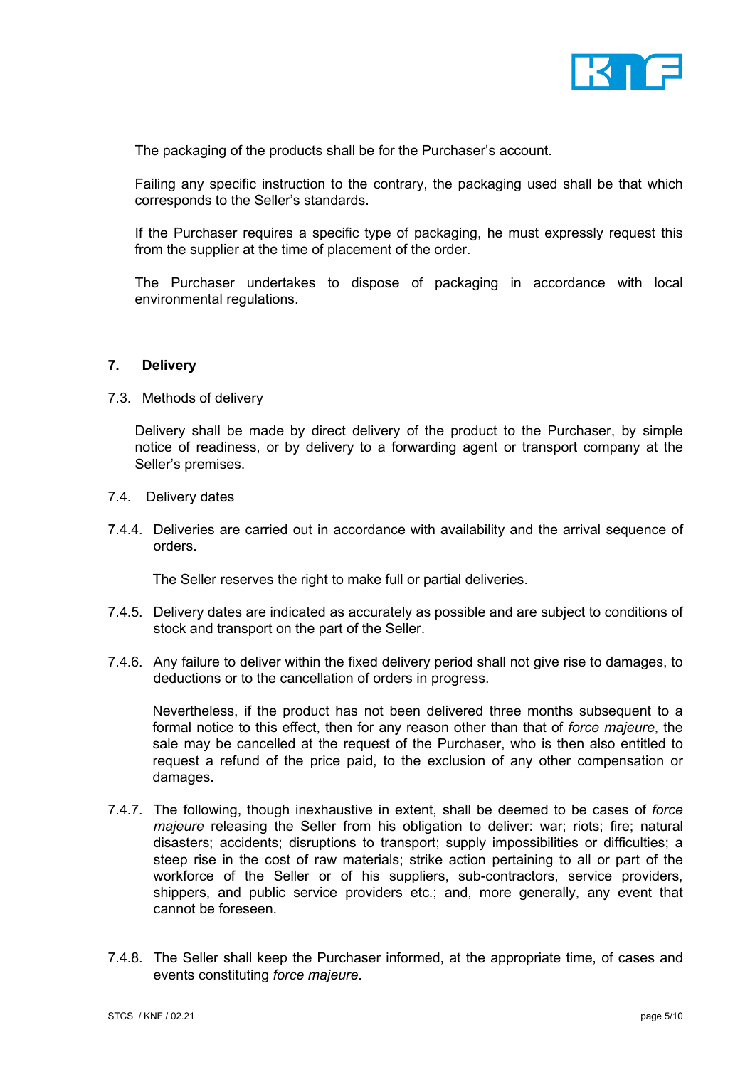The packaging of the products shall be for the Purchaser's account.

Failing any specific instruction to the contrary, the packaging used shall be that which corresponds to the Seller's standards.

If the Purchaser requires a specific type of packaging, he must expressly request this from the supplier at the time of placement of the order.

The Purchaser undertakes to dispose of packaging in accordance with local environmental regulations.

## 7. Delivery

7.3. Methods of delivery

Delivery shall be made by direct delivery of the product to the Purchaser, by simple notice of readiness, or by delivery to a forwarding agent or transport company at the Seller's premises.

7.4. Delivery dates

7.4.4. Deliveries are carried out in accordance with availability and the arrival sequence of orders.

The Seller reserves the right to make full or partial deliveries.

7.4.5. Delivery dates are indicated as accurately as possible and are subject to conditions of stock and transport on the part of the Seller.

7.4.6. Any failure to deliver within the fixed delivery period shall not give rise to damages, to deductions or to the cancellation of orders in progress.

Nevertheless, if the product has not been delivered three months subsequent to a formal notice to this effect, then for any reason other than that of *force majeure*, the sale may be cancelled at the request of the Purchaser, who is then also entitled to request a refund of the price paid, to the exclusion of any other compensation or damages.

7.4.7. The following, though inexhaustive in extent, shall be deemed to be cases of *force majeure* releasing the Seller from his obligation to deliver: war; riots; fire; natural disasters; accidents; disruptions to transport; supply impossibilities or difficulties; a steep rise in the cost of raw materials; strike action pertaining to all or part of the workforce of the Seller or of his suppliers, sub-contractors, service providers, shippers, and public service providers etc.; and, more generally, any event that cannot be foreseen.

7.4.8. The Seller shall keep the Purchaser informed, at the appropriate time, of cases and events constituting *force majeure*.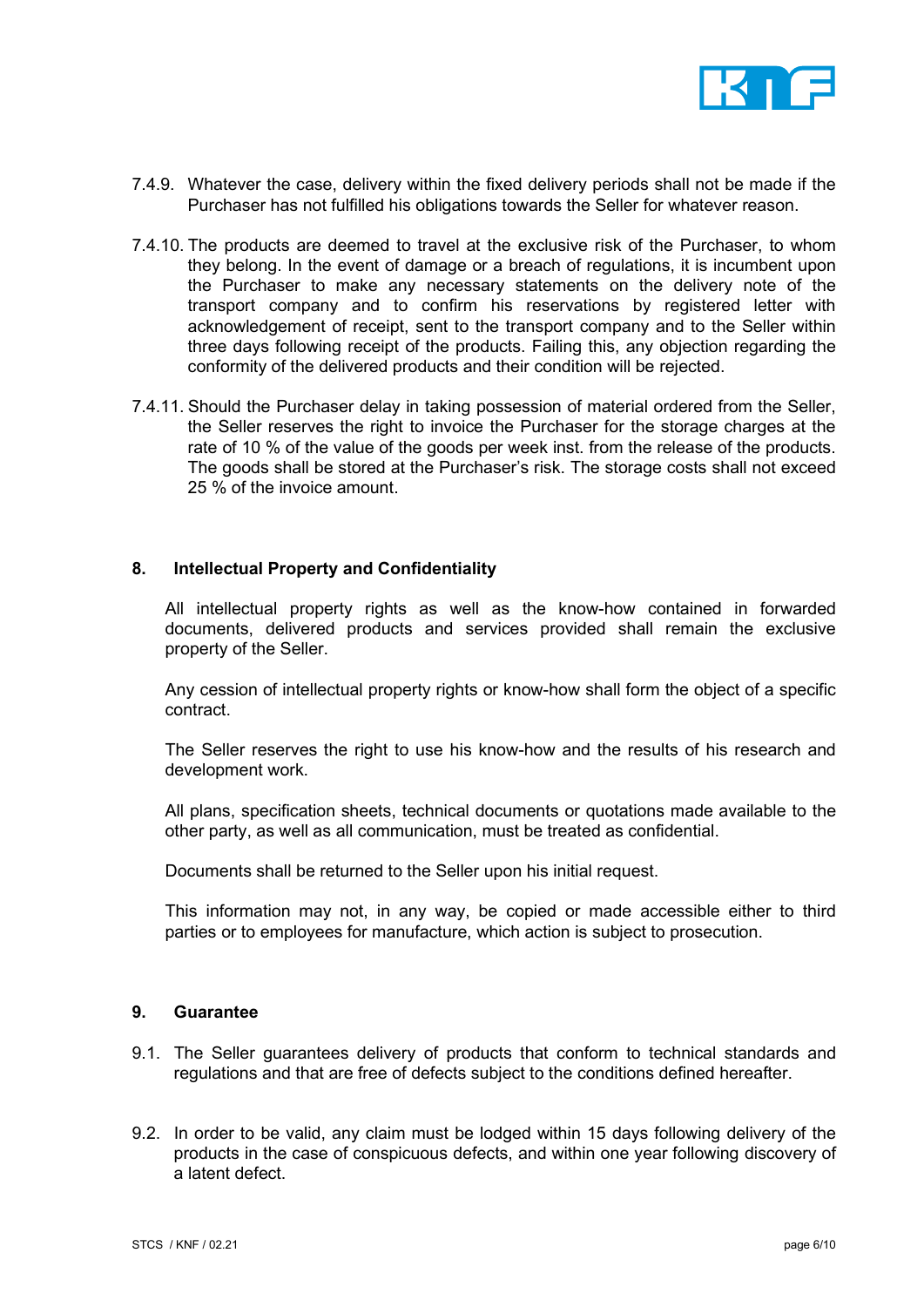7.4.9. Whatever the case, delivery within the fixed delivery periods shall not be made if the Purchaser has not fulfilled his obligations towards the Seller for whatever reason.

7.4.10. The products are deemed to travel at the exclusive risk of the Purchaser, to whom they belong. In the event of damage or a breach of regulations, it is incumbent upon the Purchaser to make any necessary statements on the delivery note of the transport company and to confirm his reservations by registered letter with acknowledgement of receipt, sent to the transport company and to the Seller within three days following receipt of the products. Failing this, any objection regarding the conformity of the delivered products and their condition will be rejected.

7.4.11. Should the Purchaser delay in taking possession of material ordered from the Seller, the Seller reserves the right to invoice the Purchaser for the storage charges at the rate of 10 % of the value of the goods per week inst. from the release of the products. The goods shall be stored at the Purchaser's risk. The storage costs shall not exceed 25 % of the invoice amount.

## 8. Intellectual Property and Confidentiality

All intellectual property rights as well as the know-how contained in forwarded documents, delivered products and services provided shall remain the exclusive property of the Seller.

Any cession of intellectual property rights or know-how shall form the object of a specific contract.

The Seller reserves the right to use his know-how and the results of his research and development work.

All plans, specification sheets, technical documents or quotations made available to the other party, as well as all communication, must be treated as confidential.

Documents shall be returned to the Seller upon his initial request.

This information may not, in any way, be copied or made accessible either to third parties or to employees for manufacture, which action is subject to prosecution.

## 9. Guarantee

9.1. The Seller guarantees delivery of products that conform to technical standards and regulations and that are free of defects subject to the conditions defined hereafter.

9.2. In order to be valid, any claim must be lodged within 15 days following delivery of the products in the case of conspicuous defects, and within one year following discovery of a latent defect.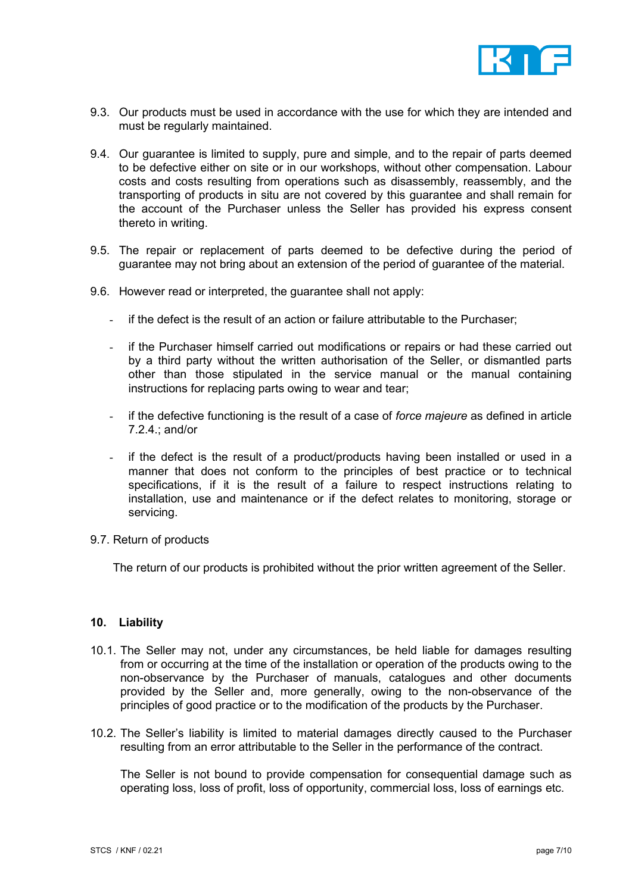9.3. Our products must be used in accordance with the use for which they are intended and must be regularly maintained.

9.4. Our guarantee is limited to supply, pure and simple, and to the repair of parts deemed to be defective either on site or in our workshops, without other compensation. Labour costs and costs resulting from operations such as disassembly, reassembly, and the transporting of products in situ are not covered by this guarantee and shall remain for the account of the Purchaser unless the Seller has provided his express consent thereto in writing.

9.5. The repair or replacement of parts deemed to be defective during the period of guarantee may not bring about an extension of the period of guarantee of the material.

9.6. However read or interpreted, the guarantee shall not apply:

- if the defect is the result of an action or failure attributable to the Purchaser;
- if the Purchaser himself carried out modifications or repairs or had these carried out by a third party without the written authorisation of the Seller, or dismantled parts other than those stipulated in the service manual or the manual containing instructions for replacing parts owing to wear and tear;
- if the defective functioning is the result of a case of *force majeure* as defined in article 7.2.4.; and/or
- if the defect is the result of a product/products having been installed or used in a manner that does not conform to the principles of best practice or to technical specifications, if it is the result of a failure to respect instructions relating to installation, use and maintenance or if the defect relates to monitoring, storage or servicing.

9.7. Return of products

The return of our products is prohibited without the prior written agreement of the Seller.

## 10. Liability

10.1. The Seller may not, under any circumstances, be held liable for damages resulting from or occurring at the time of the installation or operation of the products owing to the non-observance by the Purchaser of manuals, catalogues and other documents provided by the Seller and, more generally, owing to the non-observance of the principles of good practice or to the modification of the products by the Purchaser.

10.2. The Seller's liability is limited to material damages directly caused to the Purchaser resulting from an error attributable to the Seller in the performance of the contract.

The Seller is not bound to provide compensation for consequential damage such as operating loss, loss of profit, loss of opportunity, commercial loss, loss of earnings etc.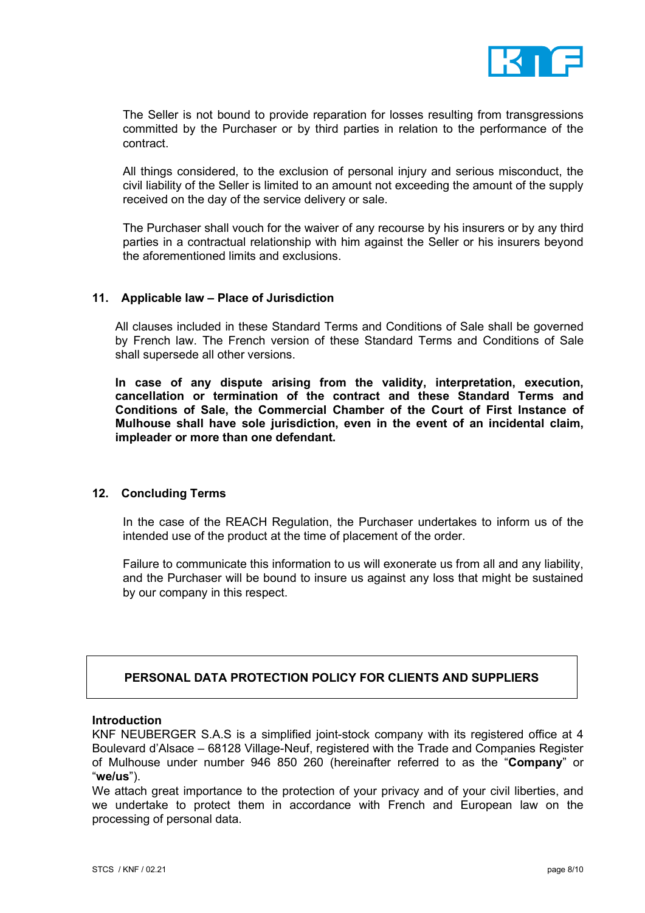The Seller is not bound to provide reparation for losses resulting from transgressions committed by the Purchaser or by third parties in relation to the performance of the contract.

All things considered, to the exclusion of personal injury and serious misconduct, the civil liability of the Seller is limited to an amount not exceeding the amount of the supply received on the day of the service delivery or sale.

The Purchaser shall vouch for the waiver of any recourse by his insurers or by any third parties in a contractual relationship with him against the Seller or his insurers beyond the aforementioned limits and exclusions.

## 11. Applicable law – Place of Jurisdiction

All clauses included in these Standard Terms and Conditions of Sale shall be governed by French law. The French version of these Standard Terms and Conditions of Sale shall supersede all other versions.

**In case of any dispute arising from the validity, interpretation, execution, cancellation or termination of the contract and these Standard Terms and Conditions of Sale, the Commercial Chamber of the Court of First Instance of Mulhouse shall have sole jurisdiction, even in the event of an incidental claim, impleader or more than one defendant.**

## 12. Concluding Terms

In the case of the REACH Regulation, the Purchaser undertakes to inform us of the intended use of the product at the time of placement of the order.

Failure to communicate this information to us will exonerate us from all and any liability, and the Purchaser will be bound to insure us against any loss that might be sustained by our company in this respect.

# PERSONAL DATA PROTECTION POLICY FOR CLIENTS AND SUPPLIERS

### Introduction

KNF NEUBERGER S.A.S is a simplified joint-stock company with its registered office at 4 Boulevard d'Alsace – 68128 Village-Neuf, registered with the Trade and Companies Register of Mulhouse under number 946 850 260 (hereinafter referred to as the "**Company**" or "**we/us**").

We attach great importance to the protection of your privacy and of your civil liberties, and we undertake to protect them in accordance with French and European law on the processing of personal data.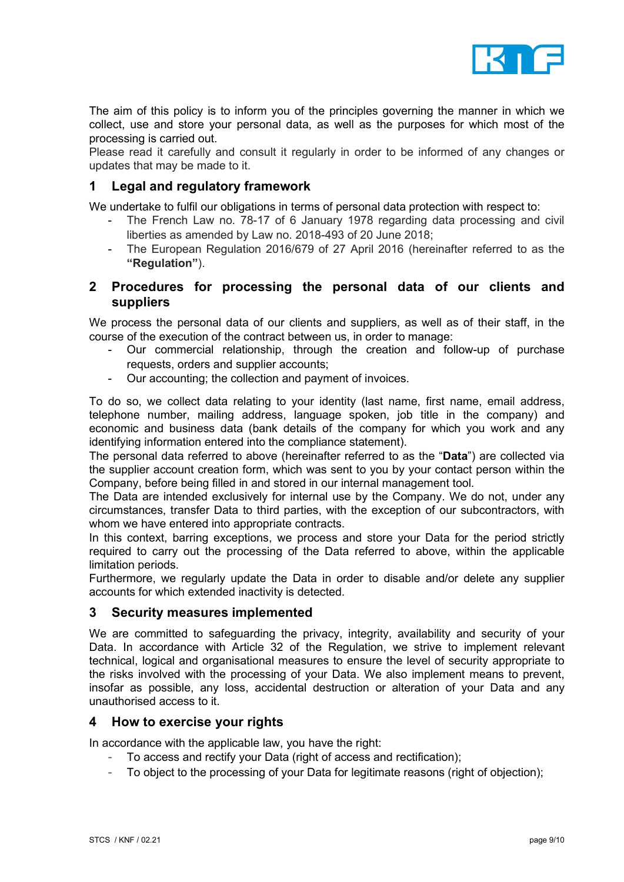The aim of this policy is to inform you of the principles governing the manner in which we collect, use and store your personal data, as well as the purposes for which most of the processing is carried out.

Please read it carefully and consult it regularly in order to be informed of any changes or updates that may be made to it.

## 1 Legal and regulatory framework

We undertake to fulfil our obligations in terms of personal data protection with respect to:

- The French Law no. 78-17 of 6 January 1978 regarding data processing and civil liberties as amended by Law no. 2018-493 of 20 June 2018;
- The European Regulation 2016/679 of 27 April 2016 (hereinafter referred to as the **"Regulation"**).

## 2 Procedures for processing the personal data of our clients and suppliers

We process the personal data of our clients and suppliers, as well as of their staff, in the course of the execution of the contract between us, in order to manage:

- Our commercial relationship, through the creation and follow-up of purchase requests, orders and supplier accounts;
- Our accounting; the collection and payment of invoices.

To do so, we collect data relating to your identity (last name, first name, email address, telephone number, mailing address, language spoken, job title in the company) and economic and business data (bank details of the company for which you work and any identifying information entered into the compliance statement).

The personal data referred to above (hereinafter referred to as the "**Data**") are collected via the supplier account creation form, which was sent to you by your contact person within the Company, before being filled in and stored in our internal management tool.

The Data are intended exclusively for internal use by the Company. We do not, under any circumstances, transfer Data to third parties, with the exception of our subcontractors, with whom we have entered into appropriate contracts.

In this context, barring exceptions, we process and store your Data for the period strictly required to carry out the processing of the Data referred to above, within the applicable limitation periods.

Furthermore, we regularly update the Data in order to disable and/or delete any supplier accounts for which extended inactivity is detected.

## 3 Security measures implemented

We are committed to safeguarding the privacy, integrity, availability and security of your Data. In accordance with Article 32 of the Regulation, we strive to implement relevant technical, logical and organisational measures to ensure the level of security appropriate to the risks involved with the processing of your Data. We also implement means to prevent, insofar as possible, any loss, accidental destruction or alteration of your Data and any unauthorised access to it.

## 4 How to exercise your rights

In accordance with the applicable law, you have the right:

- To access and rectify your Data (right of access and rectification);
- To object to the processing of your Data for legitimate reasons (right of objection);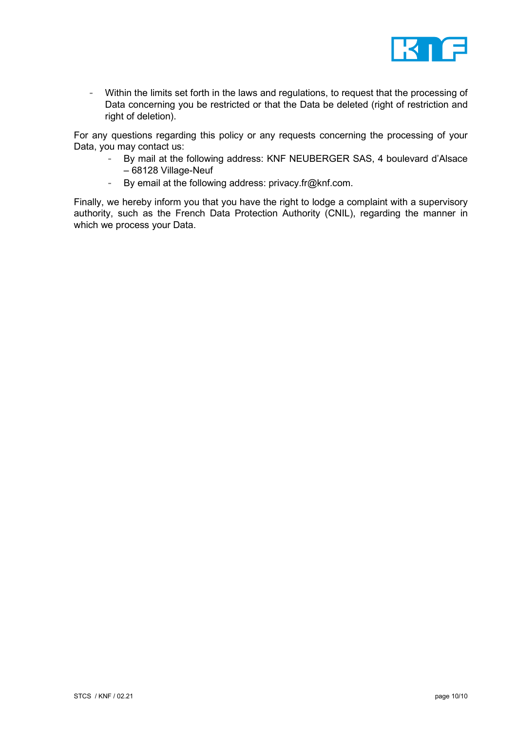- Within the limits set forth in the laws and regulations, to request that the processing of Data concerning you be restricted or that the Data be deleted (right of restriction and right of deletion).

For any questions regarding this policy or any requests concerning the processing of your Data, you may contact us:

- By mail at the following address: KNF NEUBERGER SAS, 4 boulevard d'Alsace – 68128 Village-Neuf
- By email at the following address: privacy.fr@knf.com.

Finally, we hereby inform you that you have the right to lodge a complaint with a supervisory authority, such as the French Data Protection Authority (CNIL), regarding the manner in which we process your Data.